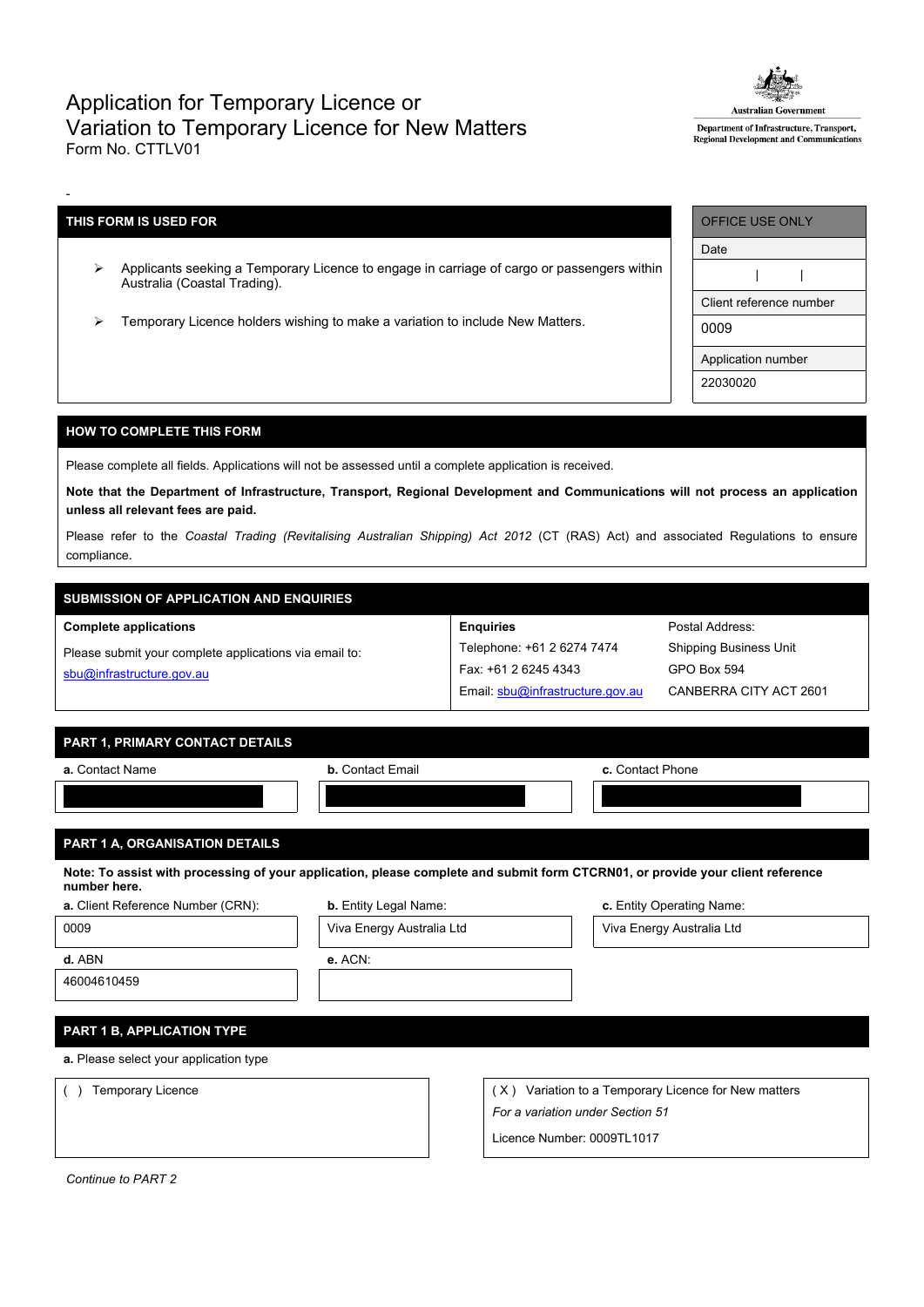# Application for Temporary Licence or Variation to Temporary Licence for New Matters

Form No. CTTLV01

Australian Government
Department of Infrastructure, Transport, Regional Development and Communications

-

| THIS FORM IS USED FOR |
|---|
| ➢ Applicants seeking a Temporary Licence to engage in carriage of cargo or passengers within Australia (Coastal Trading). |
| ➢ Temporary Licence holders wishing to make a variation to include New Matters. |

| OFFICE USE ONLY |
|---|
| Date |
| \| \| |
| Client reference number |
| 0009 |
| Application number |
| 22030020 |

## HOW TO COMPLETE THIS FORM

Please complete all fields. Applications will not be assessed until a complete application is received.

**Note that the Department of Infrastructure, Transport, Regional Development and Communications will not process an application unless all relevant fees are paid.**

Please refer to the *Coastal Trading (Revitalising Australian Shipping) Act 2012* (CT (RAS) Act) and associated Regulations to ensure compliance.

## SUBMISSION OF APPLICATION AND ENQUIRIES

| Complete applications | Enquiries | Postal Address: |
|---|---|---|
| Please submit your complete applications via email to: sbu@infrastructure.gov.au | Telephone: +61 2 6274 7474<br>Fax: +61 2 6245 4343<br>Email: sbu@infrastructure.gov.au | Shipping Business Unit<br>GPO Box 594<br>CANBERRA CITY ACT 2601 |

## PART 1, PRIMARY CONTACT DETAILS

| **a.** Contact Name | **b.** Contact Email | **c.** Contact Phone |
|---|---|---|
| | | |

## PART 1 A, ORGANISATION DETAILS

**Note: To assist with processing of your application, please complete and submit form CTCRN01, or provide your client reference number here.**

| **a.** Client Reference Number (CRN): | **b.** Entity Legal Name: | **c.** Entity Operating Name: |
|---|---|---|
| 0009 | Viva Energy Australia Ltd | Viva Energy Australia Ltd |
| **d.** ABN | **e.** ACN: | |
| 46004610459 | | |

## PART 1 B, APPLICATION TYPE

**a.** Please select your application type

| ( ) Temporary Licence | ( X ) Variation to a Temporary Licence for New matters<br>*For a variation under Section 51*<br>Licence Number: 0009TL1017 |
|---|---|

*Continue to PART 2*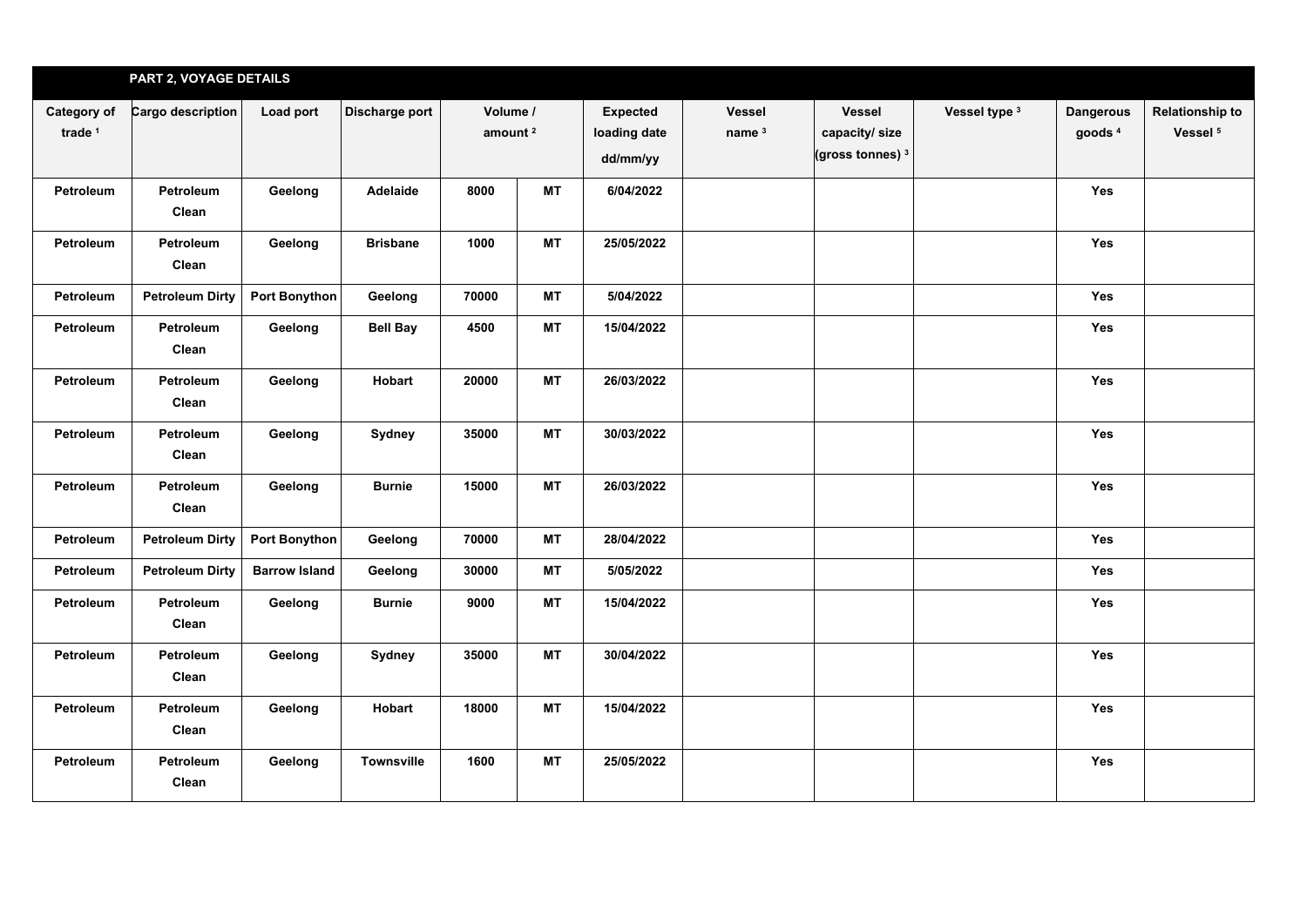**PART 2, VOYAGE DETAILS**

| Category of trade [1] | Cargo description | Load port | Discharge port | Volume / amount [2] | | Expected loading date dd/mm/yy | Vessel name [3] | Vessel capacity/ size (gross tonnes) [3] | Vessel type [3] | Dangerous goods [4] | Relationship to Vessel [5] |
|---|---|---|---|---|---|---|---|---|---|---|---|
| Petroleum | Petroleum Clean | Geelong | Adelaide | 8000 | MT | 6/04/2022 | | | | Yes | |
| Petroleum | Petroleum Clean | Geelong | Brisbane | 1000 | MT | 25/05/2022 | | | | Yes | |
| Petroleum | Petroleum Dirty | Port Bonython | Geelong | 70000 | MT | 5/04/2022 | | | | Yes | |
| Petroleum | Petroleum Clean | Geelong | Bell Bay | 4500 | MT | 15/04/2022 | | | | Yes | |
| Petroleum | Petroleum Clean | Geelong | Hobart | 20000 | MT | 26/03/2022 | | | | Yes | |
| Petroleum | Petroleum Clean | Geelong | Sydney | 35000 | MT | 30/03/2022 | | | | Yes | |
| Petroleum | Petroleum Clean | Geelong | Burnie | 15000 | MT | 26/03/2022 | | | | Yes | |
| Petroleum | Petroleum Dirty | Port Bonython | Geelong | 70000 | MT | 28/04/2022 | | | | Yes | |
| Petroleum | Petroleum Dirty | Barrow Island | Geelong | 30000 | MT | 5/05/2022 | | | | Yes | |
| Petroleum | Petroleum Clean | Geelong | Burnie | 9000 | MT | 15/04/2022 | | | | Yes | |
| Petroleum | Petroleum Clean | Geelong | Sydney | 35000 | MT | 30/04/2022 | | | | Yes | |
| Petroleum | Petroleum Clean | Geelong | Hobart | 18000 | MT | 15/04/2022 | | | | Yes | |
| Petroleum | Petroleum Clean | Geelong | Townsville | 1600 | MT | 25/05/2022 | | | | Yes | |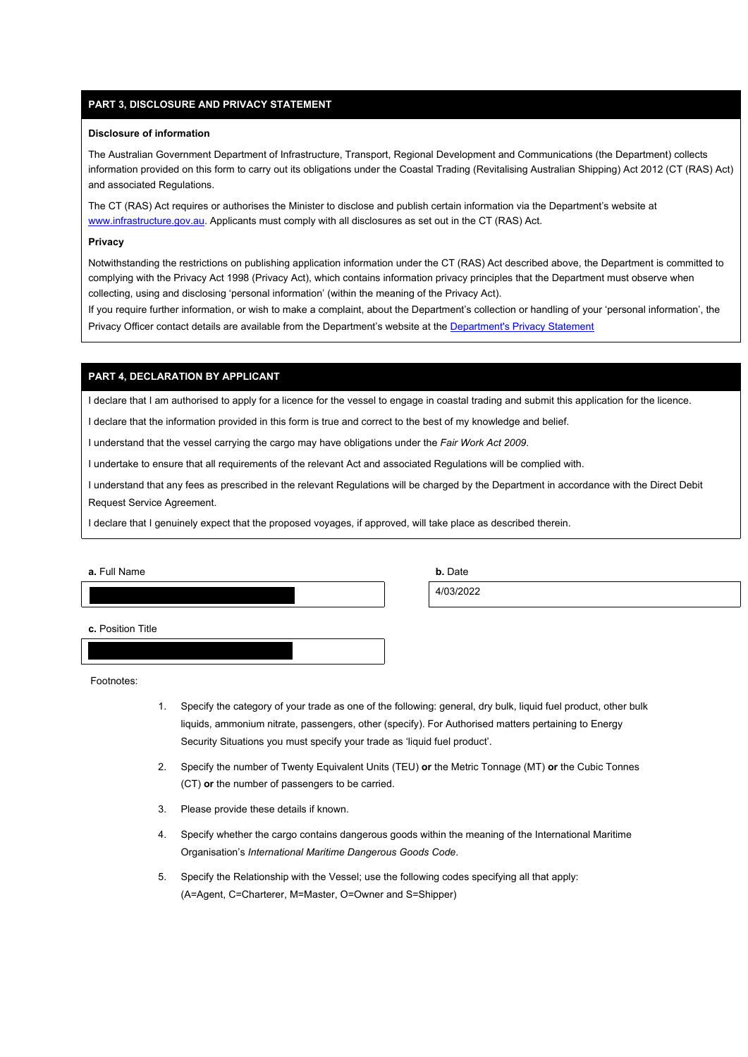## PART 3, DISCLOSURE AND PRIVACY STATEMENT

**Disclosure of information**

The Australian Government Department of Infrastructure, Transport, Regional Development and Communications (the Department) collects information provided on this form to carry out its obligations under the Coastal Trading (Revitalising Australian Shipping) Act 2012 (CT (RAS) Act) and associated Regulations.

The CT (RAS) Act requires or authorises the Minister to disclose and publish certain information via the Department's website at www.infrastructure.gov.au. Applicants must comply with all disclosures as set out in the CT (RAS) Act.

**Privacy**

Notwithstanding the restrictions on publishing application information under the CT (RAS) Act described above, the Department is committed to complying with the Privacy Act 1998 (Privacy Act), which contains information privacy principles that the Department must observe when collecting, using and disclosing 'personal information' (within the meaning of the Privacy Act).

If you require further information, or wish to make a complaint, about the Department's collection or handling of your 'personal information', the Privacy Officer contact details are available from the Department's website at the Department's Privacy Statement

## PART 4, DECLARATION BY APPLICANT

I declare that I am authorised to apply for a licence for the vessel to engage in coastal trading and submit this application for the licence.

I declare that the information provided in this form is true and correct to the best of my knowledge and belief.

I understand that the vessel carrying the cargo may have obligations under the *Fair Work Act 2009*.

I undertake to ensure that all requirements of the relevant Act and associated Regulations will be complied with.

I understand that any fees as prescribed in the relevant Regulations will be charged by the Department in accordance with the Direct Debit Request Service Agreement.

I declare that I genuinely expect that the proposed voyages, if approved, will take place as described therein.

**a.** Full Name

[REDACTED]

**b.** Date

4/03/2022

**c.** Position Title

[REDACTED]

Footnotes:

1. Specify the category of your trade as one of the following: general, dry bulk, liquid fuel product, other bulk liquids, ammonium nitrate, passengers, other (specify). For Authorised matters pertaining to Energy Security Situations you must specify your trade as 'liquid fuel product'.
2. Specify the number of Twenty Equivalent Units (TEU) **or** the Metric Tonnage (MT) **or** the Cubic Tonnes (CT) **or** the number of passengers to be carried.
3. Please provide these details if known.
4. Specify whether the cargo contains dangerous goods within the meaning of the International Maritime Organisation's *International Maritime Dangerous Goods Code*.
5. Specify the Relationship with the Vessel; use the following codes specifying all that apply: (A=Agent, C=Charterer, M=Master, O=Owner and S=Shipper)